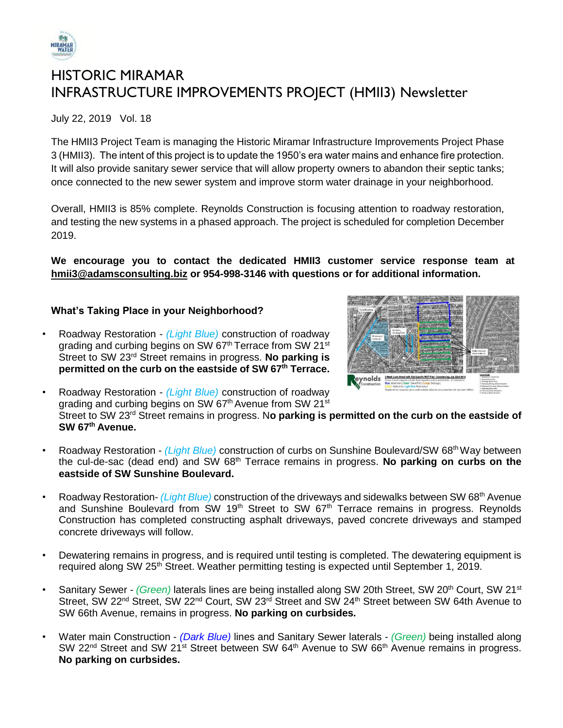# HISTORIC MIRAMAR
# INFRASTRUCTURE IMPROVEMENTS PROJECT (HMII3) Newsletter

July 22, 2019 Vol. 18

The HMII3 Project Team is managing the Historic Miramar Infrastructure Improvements Project Phase 3 (HMII3). The intent of this project is to update the 1950's era water mains and enhance fire protection. It will also provide sanitary sewer service that will allow property owners to abandon their septic tanks; once connected to the new sewer system and improve storm water drainage in your neighborhood.

Overall, HMII3 is 85% complete. Reynolds Construction is focusing attention to roadway restoration, and testing the new systems in a phased approach. The project is scheduled for completion December 2019.

**We encourage you to contact the dedicated HMII3 customer service response team at hmii3@adamsconsulting.biz or 954-998-3146 with questions or for additional information.**

### What's Taking Place in your Neighborhood?

- Roadway Restoration - *(Light Blue)* construction of roadway grading and curbing begins on SW 67th Terrace from SW 21st Street to SW 23rd Street remains in progress. **No parking is permitted on the curb on the eastside of SW 67th Terrace.**

- Roadway Restoration - *(Light Blue)* construction of roadway grading and curbing begins on SW 67th Avenue from SW 21st Street to SW 23rd Street remains in progress. N**o parking is permitted on the curb on the eastside of SW 67th Avenue.**

- Roadway Restoration - *(Light Blue)* construction of curbs on Sunshine Boulevard/SW 68th Way between the cul-de-sac (dead end) and SW 68th Terrace remains in progress. **No parking on curbs on the eastside of SW Sunshine Boulevard.**

- Roadway Restoration- *(Light Blue)* construction of the driveways and sidewalks between SW 68th Avenue and Sunshine Boulevard from SW 19th Street to SW 67th Terrace remains in progress. Reynolds Construction has completed constructing asphalt driveways, paved concrete driveways and stamped concrete driveways will follow.

- Dewatering remains in progress, and is required until testing is completed. The dewatering equipment is required along SW 25th Street. Weather permitting testing is expected until September 1, 2019.

- Sanitary Sewer - *(Green)* laterals lines are being installed along SW 20th Street, SW 20th Court, SW 21st Street, SW 22nd Street, SW 22nd Court, SW 23rd Street and SW 24th Street between SW 64th Avenue to SW 66th Avenue, remains in progress. **No parking on curbsides.**

- Water main Construction - *(Dark Blue)* lines and Sanitary Sewer laterals - *(Green)* being installed along SW 22nd Street and SW 21st Street between SW 64th Avenue to SW 66th Avenue remains in progress. **No parking on curbsides.**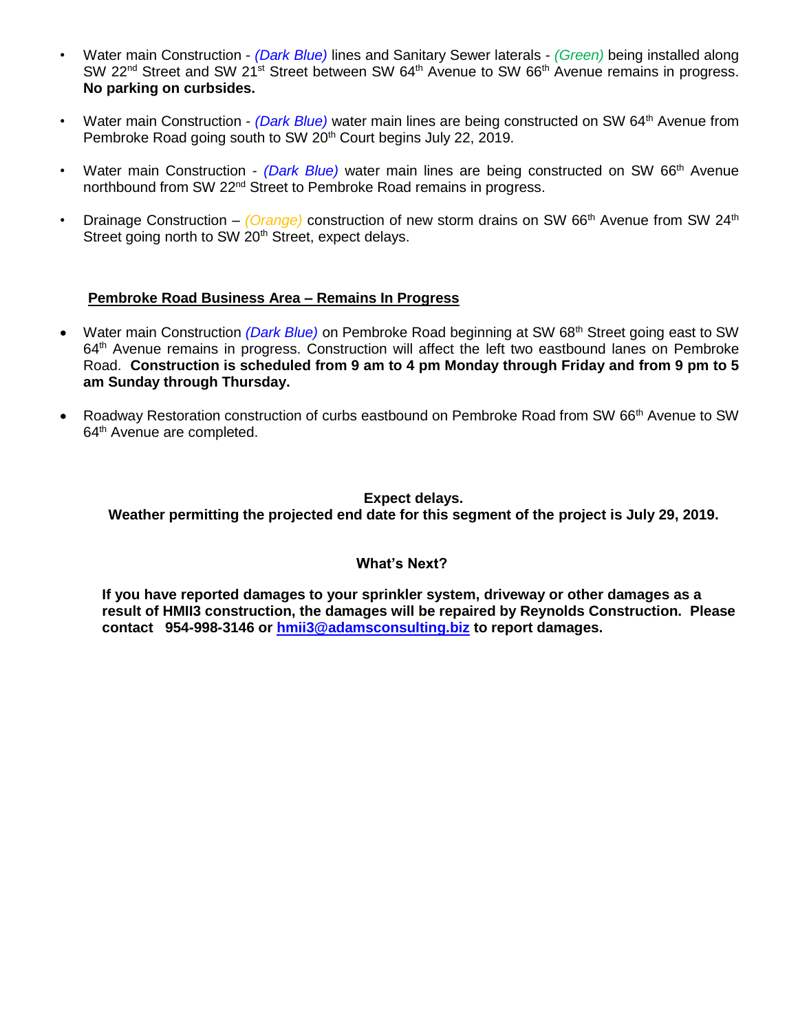- Water main Construction - *(Dark Blue)* lines and Sanitary Sewer laterals - *(Green)* being installed along SW 22nd Street and SW 21st Street between SW 64th Avenue to SW 66th Avenue remains in progress. **No parking on curbsides.**

- Water main Construction - *(Dark Blue)* water main lines are being constructed on SW 64th Avenue from Pembroke Road going south to SW 20th Court begins July 22, 2019.

- Water main Construction - *(Dark Blue)* water main lines are being constructed on SW 66th Avenue northbound from SW 22nd Street to Pembroke Road remains in progress.

- Drainage Construction – *(Orange)* construction of new storm drains on SW 66th Avenue from SW 24th Street going north to SW 20th Street, expect delays.

## Pembroke Road Business Area – Remains In Progress

- Water main Construction *(Dark Blue)* on Pembroke Road beginning at SW 68th Street going east to SW 64th Avenue remains in progress. Construction will affect the left two eastbound lanes on Pembroke Road. **Construction is scheduled from 9 am to 4 pm Monday through Friday and from 9 pm to 5 am Sunday through Thursday.**

- Roadway Restoration construction of curbs eastbound on Pembroke Road from SW 66th Avenue to SW 64th Avenue are completed.

**Expect delays.**

**Weather permitting the projected end date for this segment of the project is July 29, 2019.**

**What's Next?**

**If you have reported damages to your sprinkler system, driveway or other damages as a result of HMII3 construction, the damages will be repaired by Reynolds Construction. Please contact 954-998-3146 or hmii3@adamsconsulting.biz to report damages.**